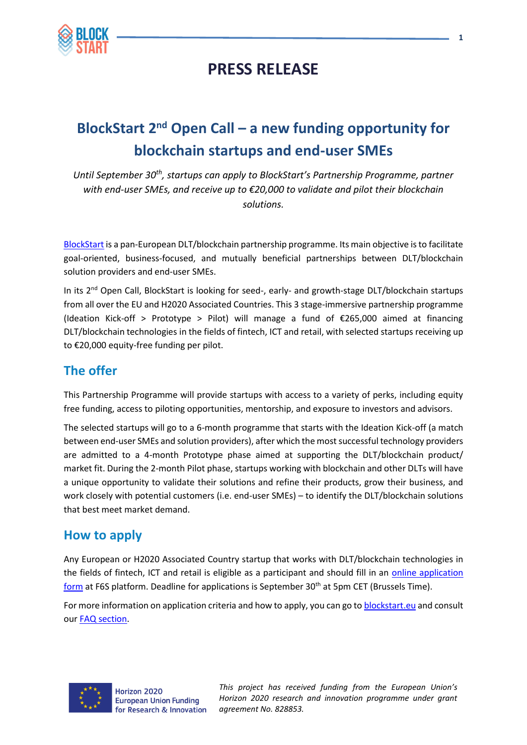# PRESS RELEASE

## BlockStart 2nd Open Call – a new funding opportunity for blockchain startups and end-user SMEs

*Until September 30th, startups can apply to BlockStart's Partnership Programme, partner with end-user SMEs, and receive up to €20,000 to validate and pilot their blockchain solutions.*

BlockStart is a pan-European DLT/blockchain partnership programme. Its main objective is to facilitate goal-oriented, business-focused, and mutually beneficial partnerships between DLT/blockchain solution providers and end-user SMEs.

In its 2nd Open Call, BlockStart is looking for seed-, early- and growth-stage DLT/blockchain startups from all over the EU and H2020 Associated Countries. This 3 stage-immersive partnership programme (Ideation Kick-off > Prototype > Pilot) will manage a fund of €265,000 aimed at financing DLT/blockchain technologies in the fields of fintech, ICT and retail, with selected startups receiving up to €20,000 equity-free funding per pilot.

## The offer

This Partnership Programme will provide startups with access to a variety of perks, including equity free funding, access to piloting opportunities, mentorship, and exposure to investors and advisors.

The selected startups will go to a 6-month programme that starts with the Ideation Kick-off (a match between end-user SMEs and solution providers), after which the most successful technology providers are admitted to a 4-month Prototype phase aimed at supporting the DLT/blockchain product/ market fit. During the 2-month Pilot phase, startups working with blockchain and other DLTs will have a unique opportunity to validate their solutions and refine their products, grow their business, and work closely with potential customers (i.e. end-user SMEs) – to identify the DLT/blockchain solutions that best meet market demand.

## How to apply

Any European or H2020 Associated Country startup that works with DLT/blockchain technologies in the fields of fintech, ICT and retail is eligible as a participant and should fill in an online application form at F6S platform. Deadline for applications is September 30th at 5pm CET (Brussels Time).

For more information on application criteria and how to apply, you can go to blockstart.eu and consult our FAQ section.

Horizon 2020 European Union Funding for Research & Innovation

*This project has received funding from the European Union's Horizon 2020 research and innovation programme under grant agreement No. 828853.*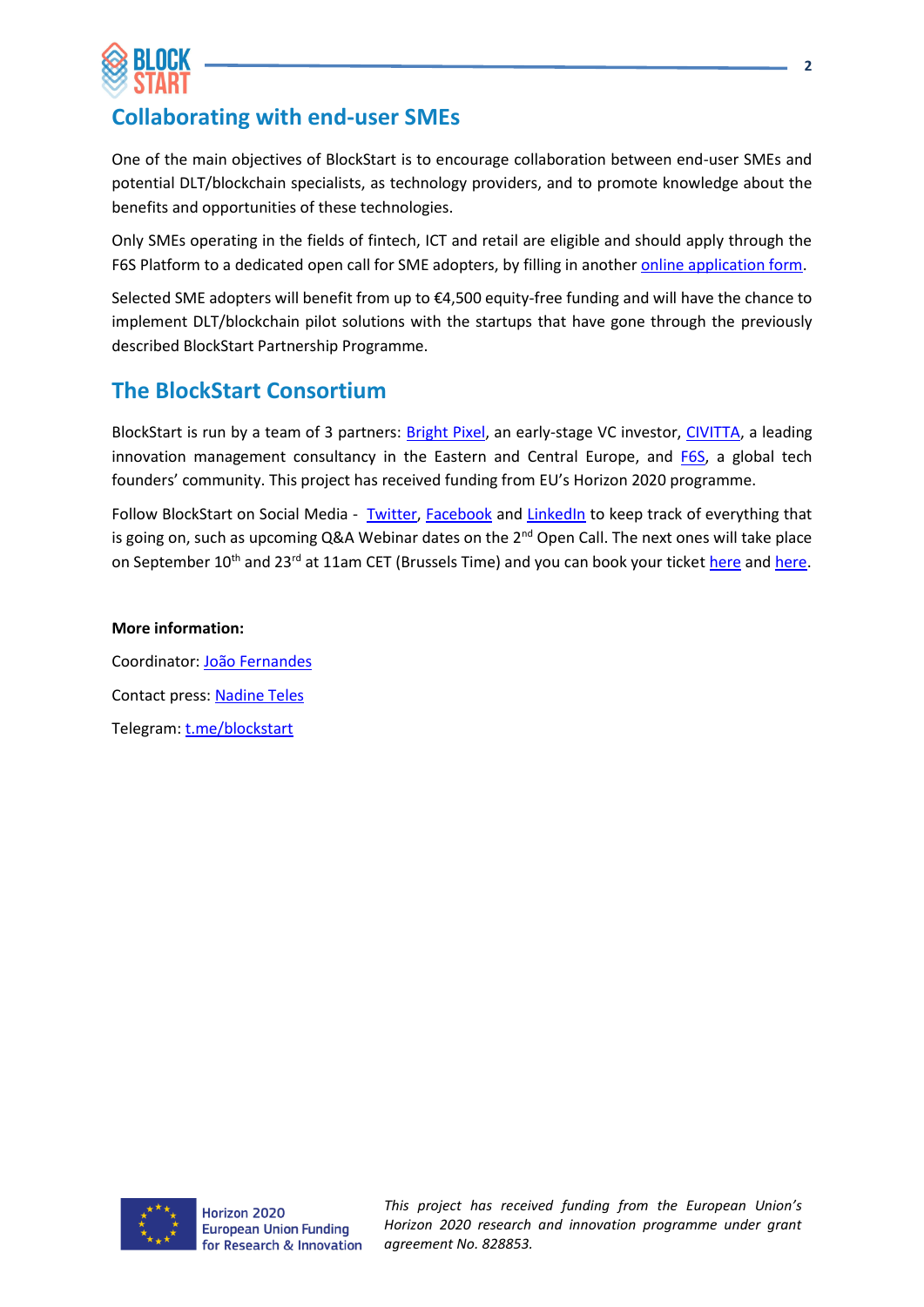## Collaborating with end-user SMEs

One of the main objectives of BlockStart is to encourage collaboration between end-user SMEs and potential DLT/blockchain specialists, as technology providers, and to promote knowledge about the benefits and opportunities of these technologies.

Only SMEs operating in the fields of fintech, ICT and retail are eligible and should apply through the F6S Platform to a dedicated open call for SME adopters, by filling in another online application form.

Selected SME adopters will benefit from up to €4,500 equity-free funding and will have the chance to implement DLT/blockchain pilot solutions with the startups that have gone through the previously described BlockStart Partnership Programme.

## The BlockStart Consortium

BlockStart is run by a team of 3 partners: Bright Pixel, an early-stage VC investor, CIVITTA, a leading innovation management consultancy in the Eastern and Central Europe, and F6S, a global tech founders' community. This project has received funding from EU's Horizon 2020 programme.

Follow BlockStart on Social Media - Twitter, Facebook and LinkedIn to keep track of everything that is going on, such as upcoming Q&A Webinar dates on the 2nd Open Call. The next ones will take place on September 10th and 23rd at 11am CET (Brussels Time) and you can book your ticket here and here.

**More information:**

Coordinator: João Fernandes

Contact press: Nadine Teles

Telegram: t.me/blockstart

Horizon 2020
European Union Funding
for Research & Innovation

*This project has received funding from the European Union's Horizon 2020 research and innovation programme under grant agreement No. 828853.*